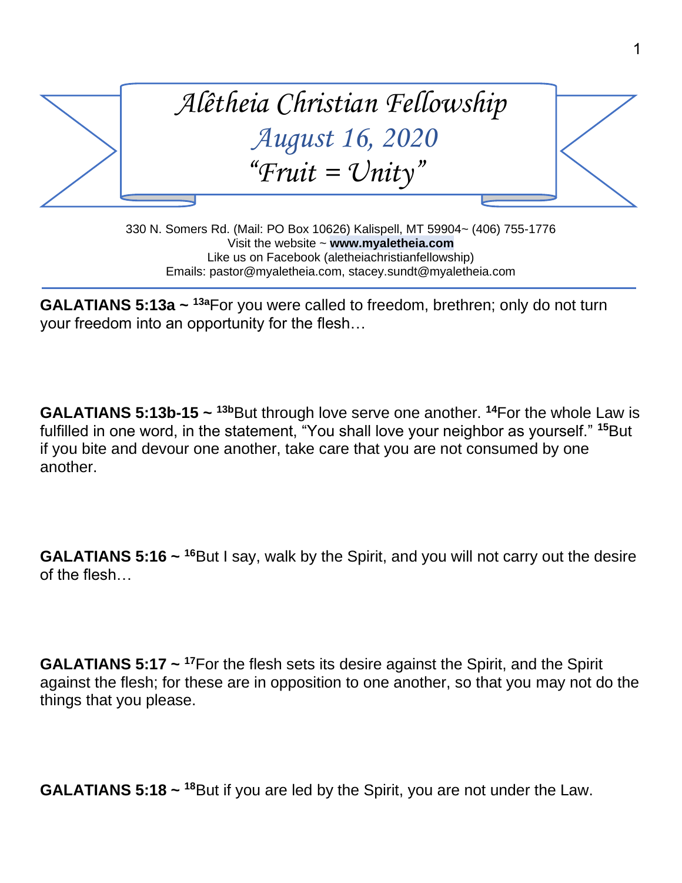# *Alêtheia Christian Fellowship*

## *August 16, 2020*

## *"Fruit = Unity"*

330 N. Somers Rd. (Mail: PO Box 10626) Kalispell, MT 59904~ (406) 755-1776
Visit the website ~ **www.myaletheia.com**
Like us on Facebook (aletheiachristianfellowship)
Emails: pastor@myaletheia.com, stacey.sundt@myaletheia.com

---

**GALATIANS 5:13a ~** [13a]For you were called to freedom, brethren; only do not turn your freedom into an opportunity for the flesh…

**GALATIANS 5:13b-15 ~** [13b]But through love serve one another. [14]For the whole Law is fulfilled in one word, in the statement, "You shall love your neighbor as yourself." [15]But if you bite and devour one another, take care that you are not consumed by one another.

**GALATIANS 5:16 ~** [16]But I say, walk by the Spirit, and you will not carry out the desire of the flesh…

**GALATIANS 5:17 ~** [17]For the flesh sets its desire against the Spirit, and the Spirit against the flesh; for these are in opposition to one another, so that you may not do the things that you please.

**GALATIANS 5:18 ~** [18]But if you are led by the Spirit, you are not under the Law.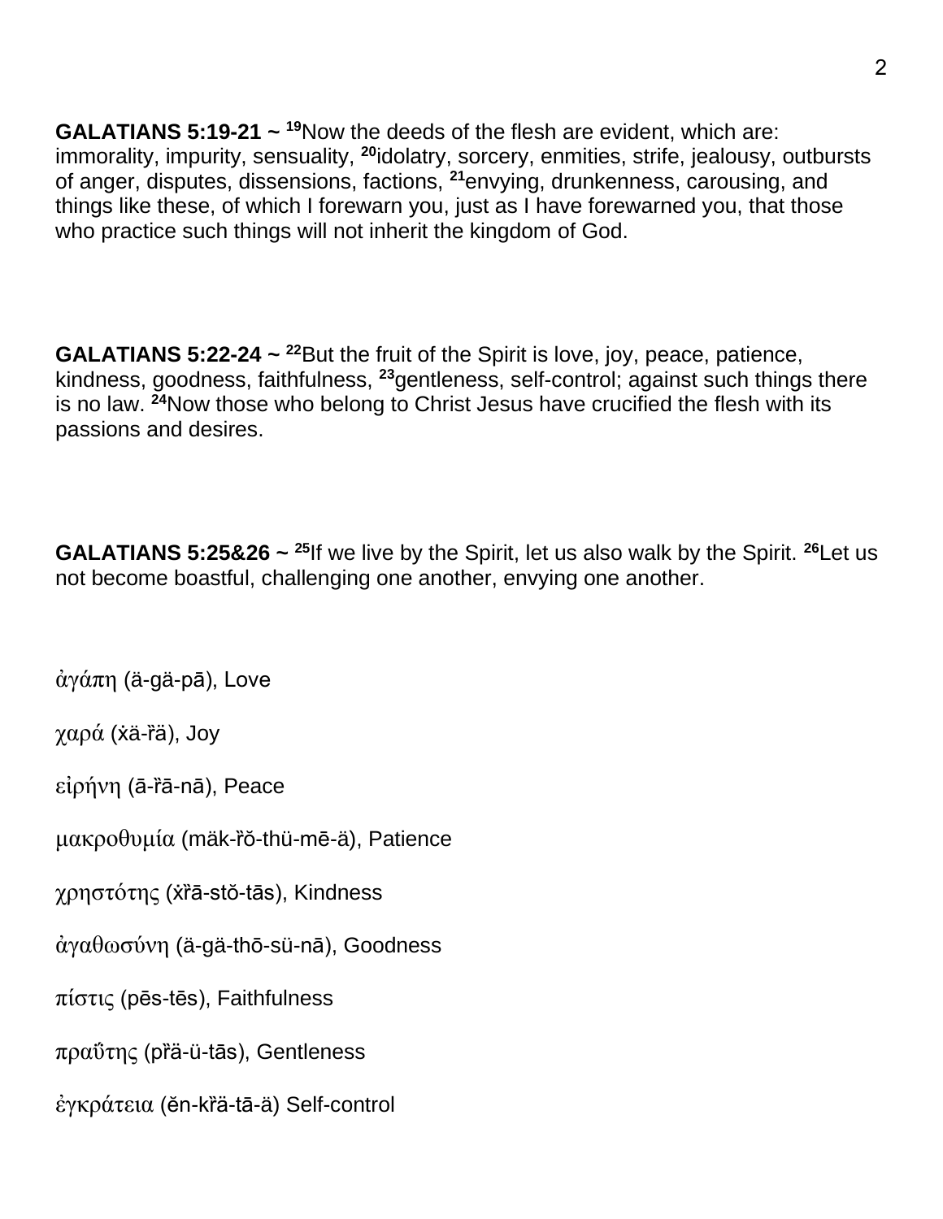**GALATIANS 5:19-21 ~** **19**Now the deeds of the flesh are evident, which are: immorality, impurity, sensuality, **20**idolatry, sorcery, enmities, strife, jealousy, outbursts of anger, disputes, dissensions, factions, **21**envying, drunkenness, carousing, and things like these, of which I forewarn you, just as I have forewarned you, that those who practice such things will not inherit the kingdom of God.

**GALATIANS 5:22-24 ~** **22**But the fruit of the Spirit is love, joy, peace, patience, kindness, goodness, faithfulness, **23**gentleness, self-control; against such things there is no law. **24**Now those who belong to Christ Jesus have crucified the flesh with its passions and desires.

**GALATIANS 5:25&26 ~** **25**If we live by the Spirit, let us also walk by the Spirit. **26**Let us not become boastful, challenging one another, envying one another.

ἀγάπη (ä-gä-pā), Love

χαρά (ẋä-r̈ä), Joy

εἰρήνη (ā-r̈ā-nā), Peace

μακροθυμία (mäk-r̈ŏ-thü-mē-ä), Patience

χρηστότης (ẋr̈ā-stŏ-tās), Kindness

ἀγαθωσύνη (ä-gä-thō-sü-nā), Goodness

πίστις (pēs-tēs), Faithfulness

πραΰτης (pr̈ä-ü-tās), Gentleness

ἐγκράτεια (ĕn-kr̈ä-tā-ä) Self-control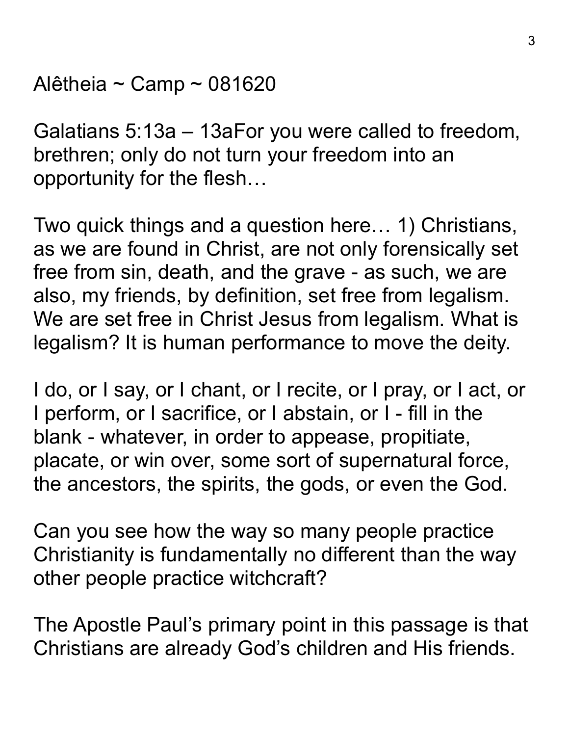Alêtheia ~ Camp ~ 081620

Galatians 5:13a – 13aFor you were called to freedom, brethren; only do not turn your freedom into an opportunity for the flesh…

Two quick things and a question here… 1) Christians, as we are found in Christ, are not only forensically set free from sin, death, and the grave - as such, we are also, my friends, by definition, set free from legalism. We are set free in Christ Jesus from legalism. What is legalism? It is human performance to move the deity.

I do, or I say, or I chant, or I recite, or I pray, or I act, or I perform, or I sacrifice, or I abstain, or I - fill in the blank - whatever, in order to appease, propitiate, placate, or win over, some sort of supernatural force, the ancestors, the spirits, the gods, or even the God.

Can you see how the way so many people practice Christianity is fundamentally no different than the way other people practice witchcraft?

The Apostle Paul's primary point in this passage is that Christians are already God's children and His friends.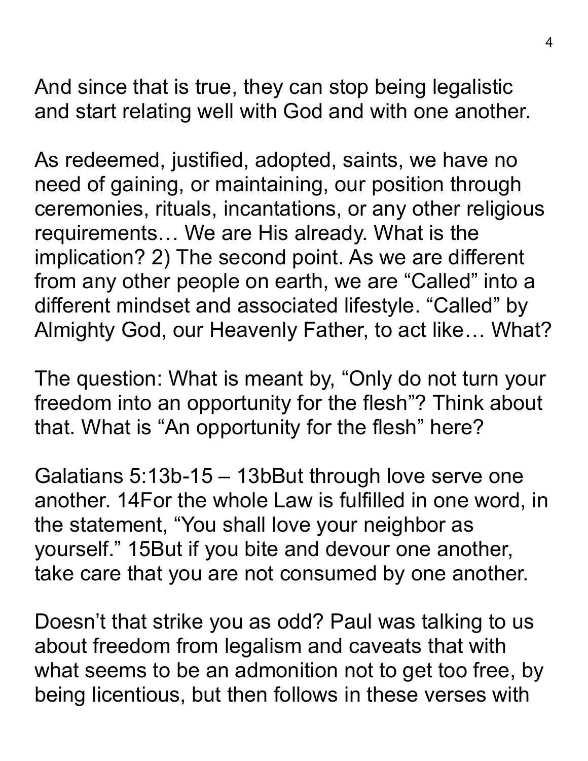And since that is true, they can stop being legalistic and start relating well with God and with one another.

As redeemed, justified, adopted, saints, we have no need of gaining, or maintaining, our position through ceremonies, rituals, incantations, or any other religious requirements… We are His already. What is the implication? 2) The second point. As we are different from any other people on earth, we are “Called” into a different mindset and associated lifestyle. “Called” by Almighty God, our Heavenly Father, to act like… What?

The question: What is meant by, “Only do not turn your freedom into an opportunity for the flesh”? Think about that. What is “An opportunity for the flesh” here?

Galatians 5:13b-15 – 13bBut through love serve one another. 14For the whole Law is fulfilled in one word, in the statement, “You shall love your neighbor as yourself.” 15But if you bite and devour one another, take care that you are not consumed by one another.

Doesn’t that strike you as odd? Paul was talking to us about freedom from legalism and caveats that with what seems to be an admonition not to get too free, by being licentious, but then follows in these verses with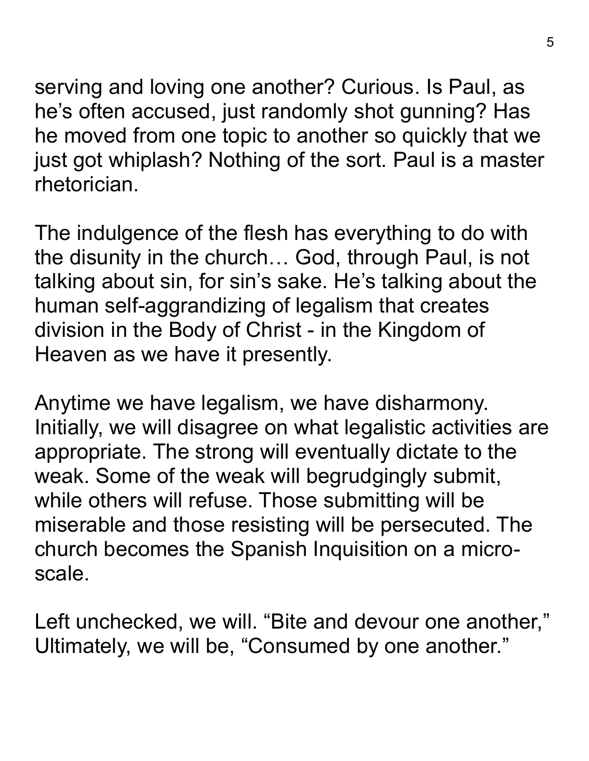serving and loving one another? Curious. Is Paul, as he's often accused, just randomly shot gunning? Has he moved from one topic to another so quickly that we just got whiplash? Nothing of the sort. Paul is a master rhetorician.

The indulgence of the flesh has everything to do with the disunity in the church… God, through Paul, is not talking about sin, for sin's sake. He's talking about the human self-aggrandizing of legalism that creates division in the Body of Christ - in the Kingdom of Heaven as we have it presently.

Anytime we have legalism, we have disharmony. Initially, we will disagree on what legalistic activities are appropriate. The strong will eventually dictate to the weak. Some of the weak will begrudgingly submit, while others will refuse. Those submitting will be miserable and those resisting will be persecuted. The church becomes the Spanish Inquisition on a micro-scale.

Left unchecked, we will. "Bite and devour one another," Ultimately, we will be, "Consumed by one another."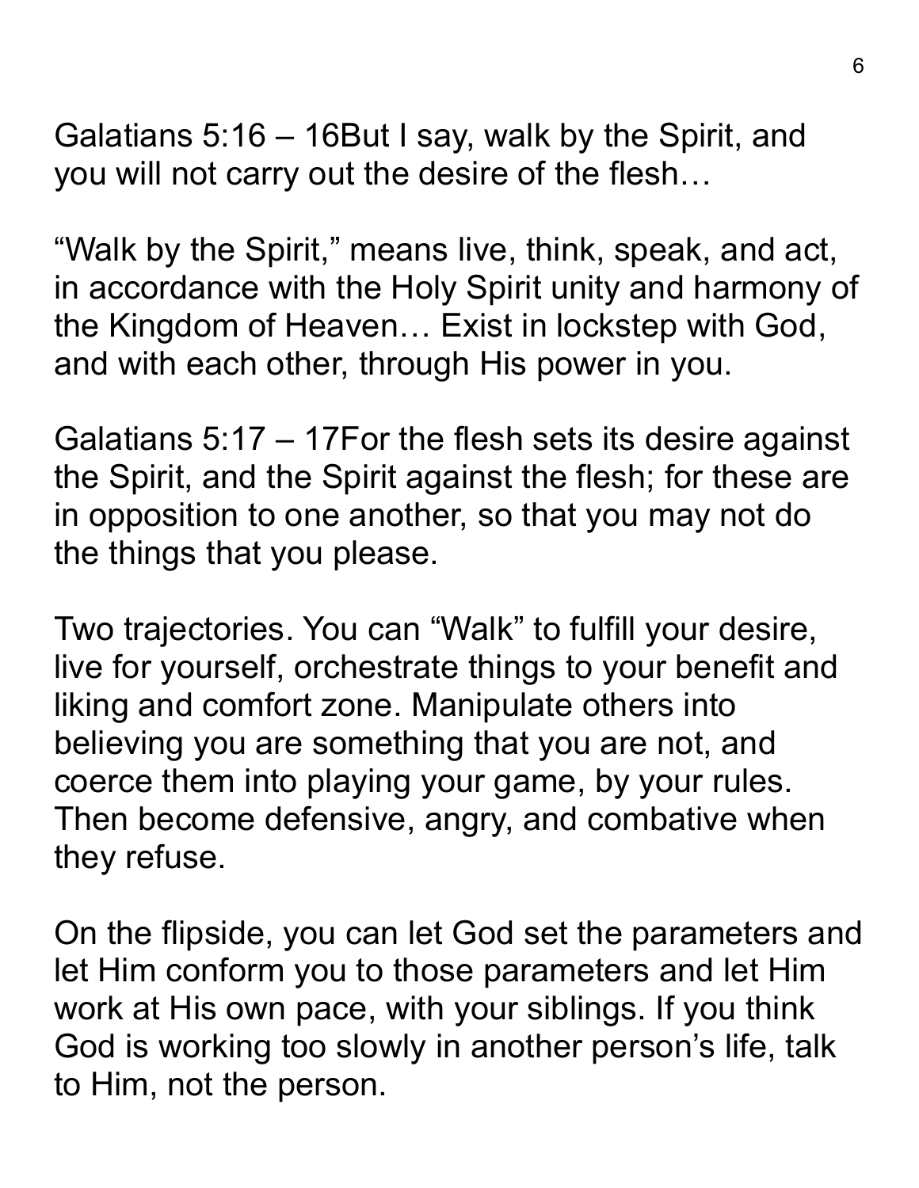Galatians 5:16 – 16But I say, walk by the Spirit, and you will not carry out the desire of the flesh…

“Walk by the Spirit,” means live, think, speak, and act, in accordance with the Holy Spirit unity and harmony of the Kingdom of Heaven… Exist in lockstep with God, and with each other, through His power in you.

Galatians 5:17 – 17For the flesh sets its desire against the Spirit, and the Spirit against the flesh; for these are in opposition to one another, so that you may not do the things that you please.

Two trajectories. You can “Walk” to fulfill your desire, live for yourself, orchestrate things to your benefit and liking and comfort zone. Manipulate others into believing you are something that you are not, and coerce them into playing your game, by your rules. Then become defensive, angry, and combative when they refuse.

On the flipside, you can let God set the parameters and let Him conform you to those parameters and let Him work at His own pace, with your siblings. If you think God is working too slowly in another person’s life, talk to Him, not the person.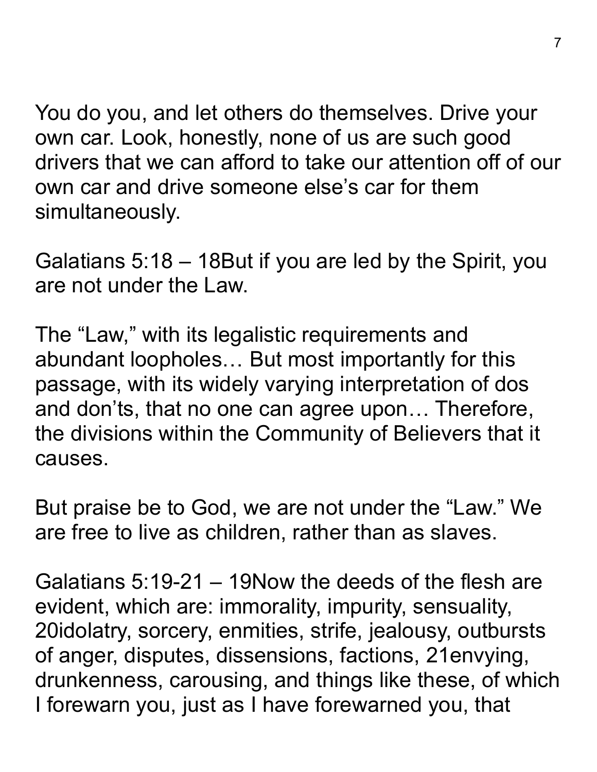You do you, and let others do themselves. Drive your own car. Look, honestly, none of us are such good drivers that we can afford to take our attention off of our own car and drive someone else's car for them simultaneously.

Galatians 5:18 – 18But if you are led by the Spirit, you are not under the Law.

The "Law," with its legalistic requirements and abundant loopholes… But most importantly for this passage, with its widely varying interpretation of dos and don'ts, that no one can agree upon… Therefore, the divisions within the Community of Believers that it causes.

But praise be to God, we are not under the "Law." We are free to live as children, rather than as slaves.

Galatians 5:19-21 – 19Now the deeds of the flesh are evident, which are: immorality, impurity, sensuality, 20idolatry, sorcery, enmities, strife, jealousy, outbursts of anger, disputes, dissensions, factions, 21envying, drunkenness, carousing, and things like these, of which I forewarn you, just as I have forewarned you, that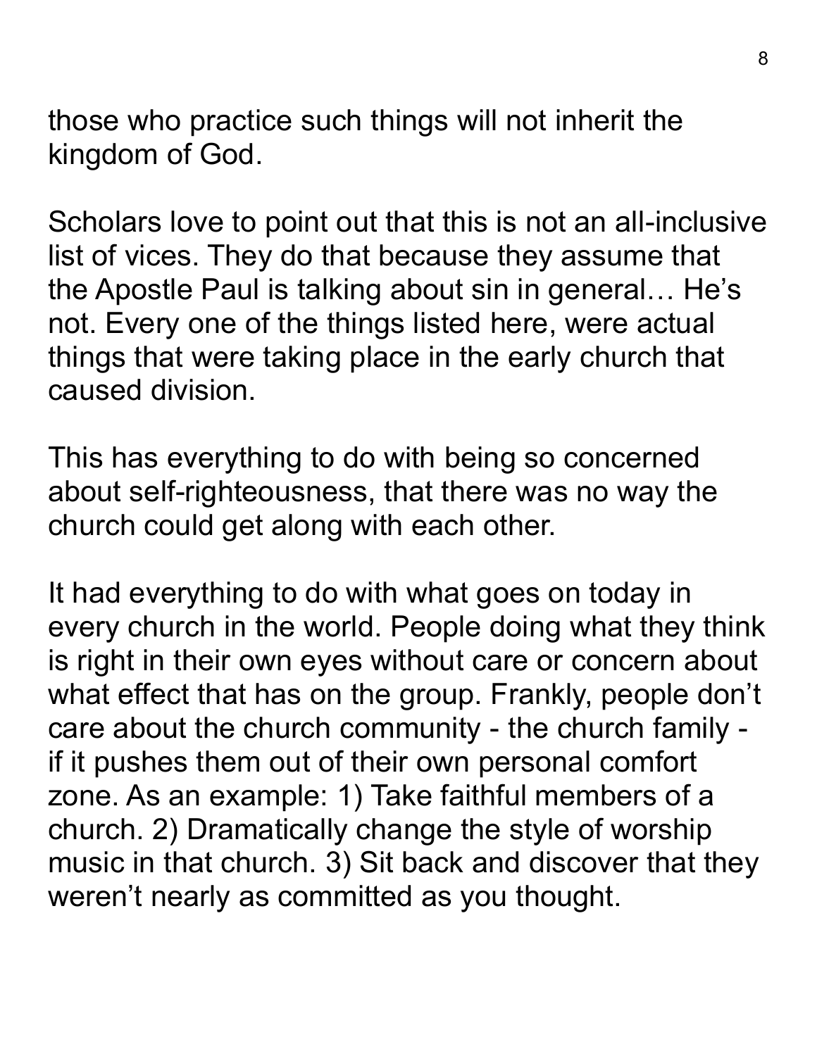those who practice such things will not inherit the kingdom of God.

Scholars love to point out that this is not an all-inclusive list of vices. They do that because they assume that the Apostle Paul is talking about sin in general… He's not. Every one of the things listed here, were actual things that were taking place in the early church that caused division.

This has everything to do with being so concerned about self-righteousness, that there was no way the church could get along with each other.

It had everything to do with what goes on today in every church in the world. People doing what they think is right in their own eyes without care or concern about what effect that has on the group. Frankly, people don't care about the church community - the church family - if it pushes them out of their own personal comfort zone. As an example: 1) Take faithful members of a church. 2) Dramatically change the style of worship music in that church. 3) Sit back and discover that they weren't nearly as committed as you thought.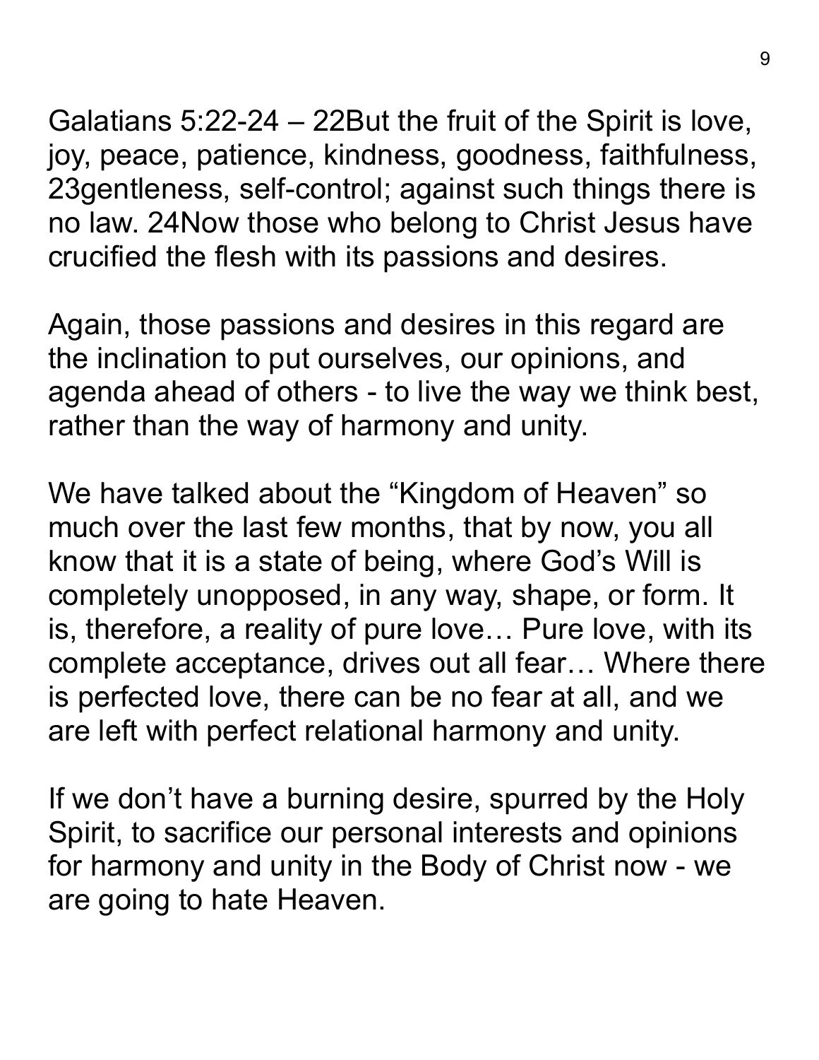Galatians 5:22-24 – 22But the fruit of the Spirit is love, joy, peace, patience, kindness, goodness, faithfulness, 23gentleness, self-control; against such things there is no law. 24Now those who belong to Christ Jesus have crucified the flesh with its passions and desires.

Again, those passions and desires in this regard are the inclination to put ourselves, our opinions, and agenda ahead of others - to live the way we think best, rather than the way of harmony and unity.

We have talked about the "Kingdom of Heaven" so much over the last few months, that by now, you all know that it is a state of being, where God's Will is completely unopposed, in any way, shape, or form. It is, therefore, a reality of pure love… Pure love, with its complete acceptance, drives out all fear… Where there is perfected love, there can be no fear at all, and we are left with perfect relational harmony and unity.

If we don't have a burning desire, spurred by the Holy Spirit, to sacrifice our personal interests and opinions for harmony and unity in the Body of Christ now - we are going to hate Heaven.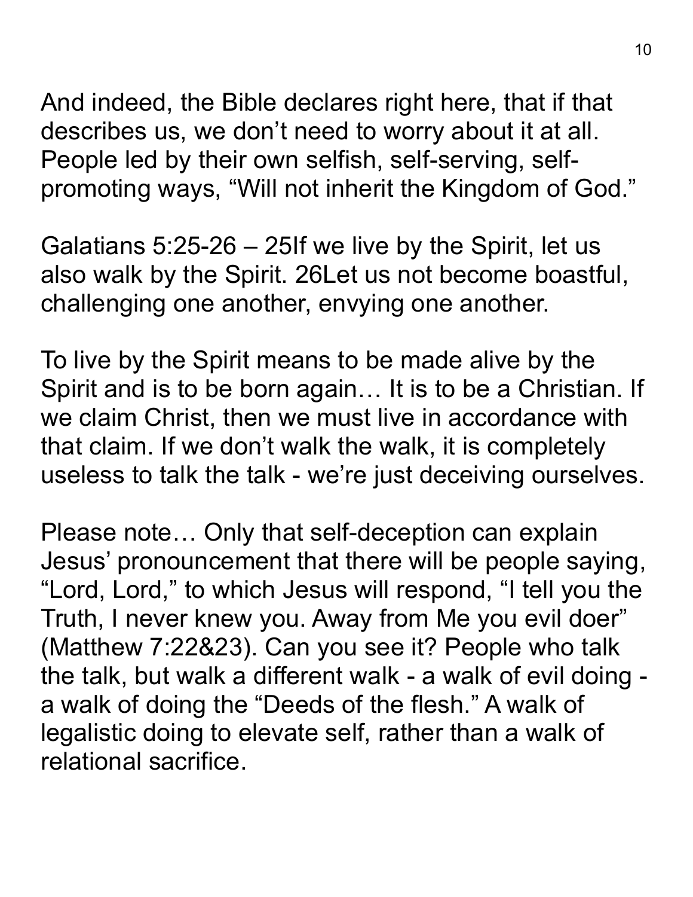And indeed, the Bible declares right here, that if that describes us, we don't need to worry about it at all. People led by their own selfish, self-serving, self-promoting ways, "Will not inherit the Kingdom of God."

Galatians 5:25-26 – 25If we live by the Spirit, let us also walk by the Spirit. 26Let us not become boastful, challenging one another, envying one another.

To live by the Spirit means to be made alive by the Spirit and is to be born again… It is to be a Christian. If we claim Christ, then we must live in accordance with that claim. If we don't walk the walk, it is completely useless to talk the talk - we're just deceiving ourselves.

Please note… Only that self-deception can explain Jesus' pronouncement that there will be people saying, "Lord, Lord," to which Jesus will respond, "I tell you the Truth, I never knew you. Away from Me you evil doer" (Matthew 7:22&23). Can you see it? People who talk the talk, but walk a different walk - a walk of evil doing - a walk of doing the "Deeds of the flesh." A walk of legalistic doing to elevate self, rather than a walk of relational sacrifice.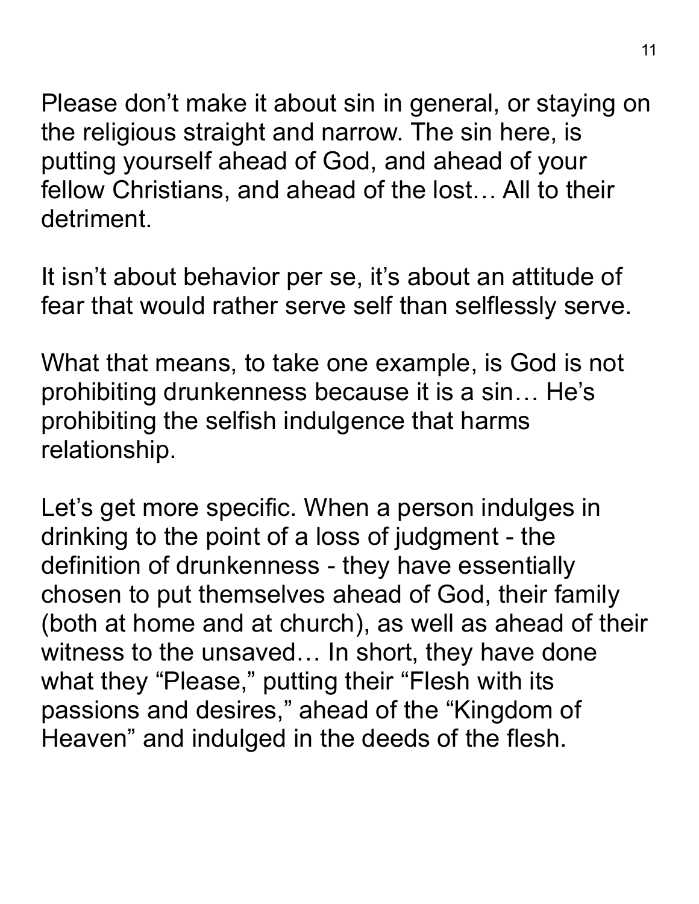Please don’t make it about sin in general, or staying on the religious straight and narrow. The sin here, is putting yourself ahead of God, and ahead of your fellow Christians, and ahead of the lost… All to their detriment.

It isn’t about behavior per se, it’s about an attitude of fear that would rather serve self than selflessly serve.

What that means, to take one example, is God is not prohibiting drunkenness because it is a sin… He’s prohibiting the selfish indulgence that harms relationship.

Let’s get more specific. When a person indulges in drinking to the point of a loss of judgment - the definition of drunkenness - they have essentially chosen to put themselves ahead of God, their family (both at home and at church), as well as ahead of their witness to the unsaved… In short, they have done what they “Please,” putting their “Flesh with its passions and desires,” ahead of the “Kingdom of Heaven” and indulged in the deeds of the flesh.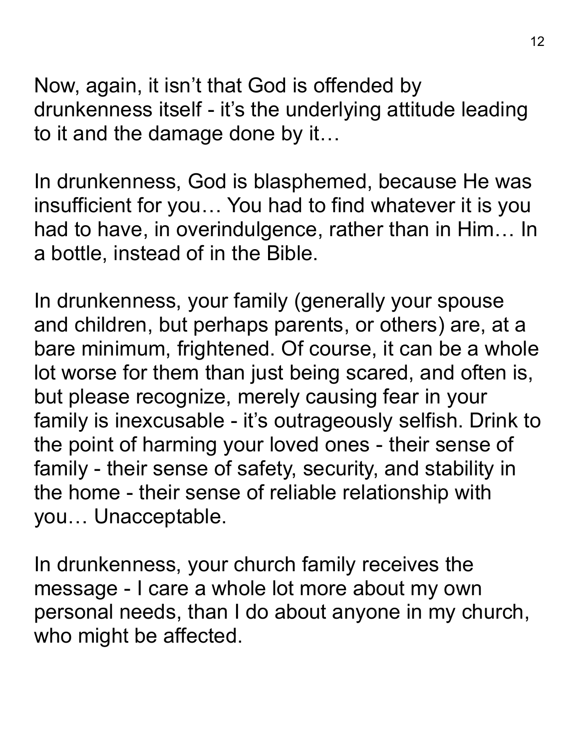Now, again, it isn’t that God is offended by drunkenness itself - it’s the underlying attitude leading to it and the damage done by it…

In drunkenness, God is blasphemed, because He was insufficient for you… You had to find whatever it is you had to have, in overindulgence, rather than in Him… In a bottle, instead of in the Bible.

In drunkenness, your family (generally your spouse and children, but perhaps parents, or others) are, at a bare minimum, frightened. Of course, it can be a whole lot worse for them than just being scared, and often is, but please recognize, merely causing fear in your family is inexcusable - it’s outrageously selfish. Drink to the point of harming your loved ones - their sense of family - their sense of safety, security, and stability in the home - their sense of reliable relationship with you… Unacceptable.

In drunkenness, your church family receives the message - I care a whole lot more about my own personal needs, than I do about anyone in my church, who might be affected.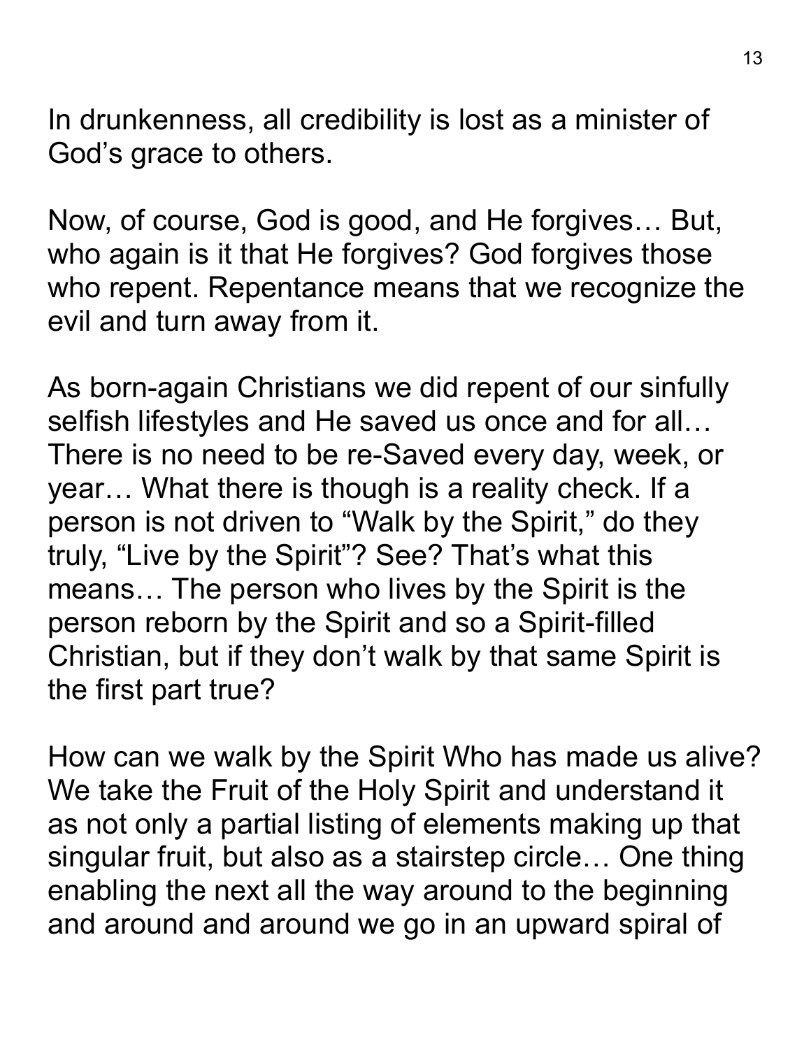In drunkenness, all credibility is lost as a minister of God's grace to others.

Now, of course, God is good, and He forgives… But, who again is it that He forgives? God forgives those who repent. Repentance means that we recognize the evil and turn away from it.

As born-again Christians we did repent of our sinfully selfish lifestyles and He saved us once and for all… There is no need to be re-Saved every day, week, or year… What there is though is a reality check. If a person is not driven to "Walk by the Spirit," do they truly, "Live by the Spirit"? See? That's what this means… The person who lives by the Spirit is the person reborn by the Spirit and so a Spirit-filled Christian, but if they don't walk by that same Spirit is the first part true?

How can we walk by the Spirit Who has made us alive? We take the Fruit of the Holy Spirit and understand it as not only a partial listing of elements making up that singular fruit, but also as a stairstep circle… One thing enabling the next all the way around to the beginning and around and around we go in an upward spiral of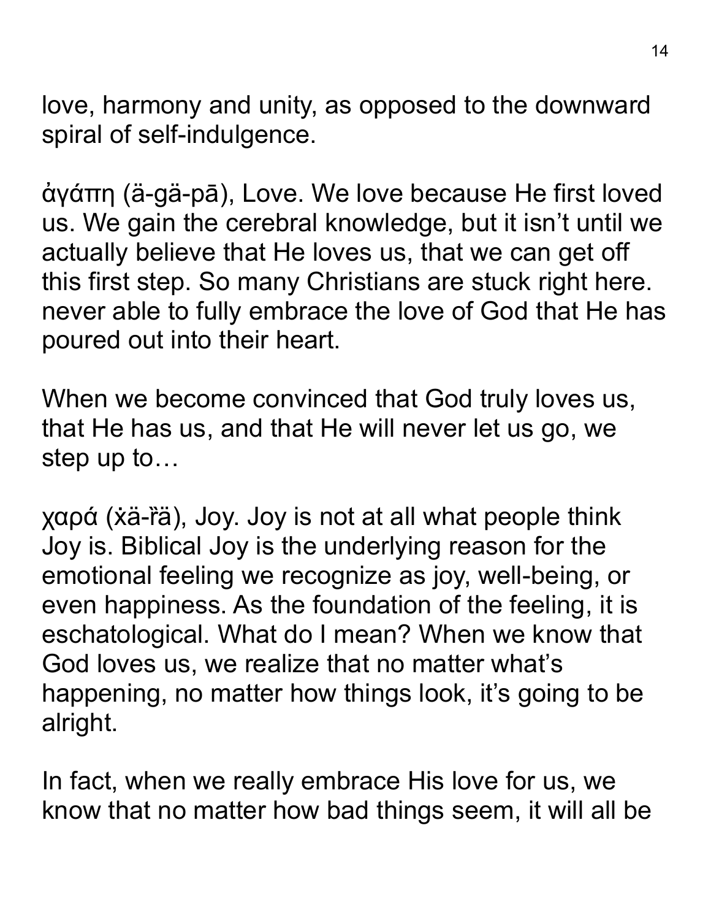love, harmony and unity, as opposed to the downward spiral of self-indulgence.

ἀγάπη (ä-gä-pā), Love. We love because He first loved us. We gain the cerebral knowledge, but it isn't until we actually believe that He loves us, that we can get off this first step. So many Christians are stuck right here. never able to fully embrace the love of God that He has poured out into their heart.

When we become convinced that God truly loves us, that He has us, and that He will never let us go, we step up to…

χαρά (ẋä-ȑä), Joy. Joy is not at all what people think Joy is. Biblical Joy is the underlying reason for the emotional feeling we recognize as joy, well-being, or even happiness. As the foundation of the feeling, it is eschatological. What do I mean? When we know that God loves us, we realize that no matter what's happening, no matter how things look, it's going to be alright.

In fact, when we really embrace His love for us, we know that no matter how bad things seem, it will all be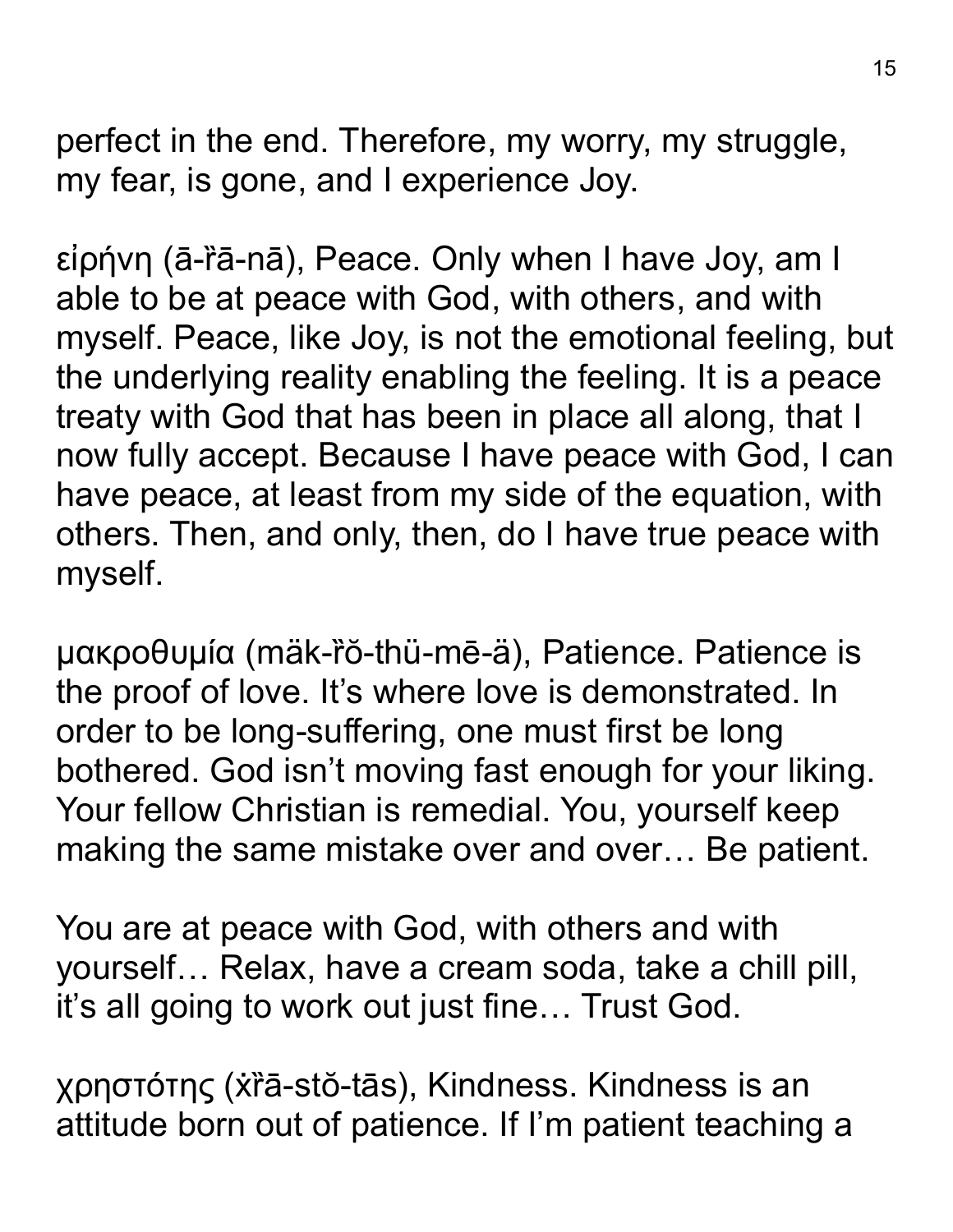perfect in the end. Therefore, my worry, my struggle, my fear, is gone, and I experience Joy.

εἰρήνη (ā-ȑā-nā), Peace. Only when I have Joy, am I able to be at peace with God, with others, and with myself. Peace, like Joy, is not the emotional feeling, but the underlying reality enabling the feeling. It is a peace treaty with God that has been in place all along, that I now fully accept. Because I have peace with God, I can have peace, at least from my side of the equation, with others. Then, and only, then, do I have true peace with myself.

μακροθυμία (mäk-ȑŏ-thü-mē-ä), Patience. Patience is the proof of love. It's where love is demonstrated. In order to be long-suffering, one must first be long bothered. God isn't moving fast enough for your liking. Your fellow Christian is remedial. You, yourself keep making the same mistake over and over… Be patient.

You are at peace with God, with others and with yourself… Relax, have a cream soda, take a chill pill, it's all going to work out just fine… Trust God.

χρηστότης (ẋȑā-stŏ-tās), Kindness. Kindness is an attitude born out of patience. If I'm patient teaching a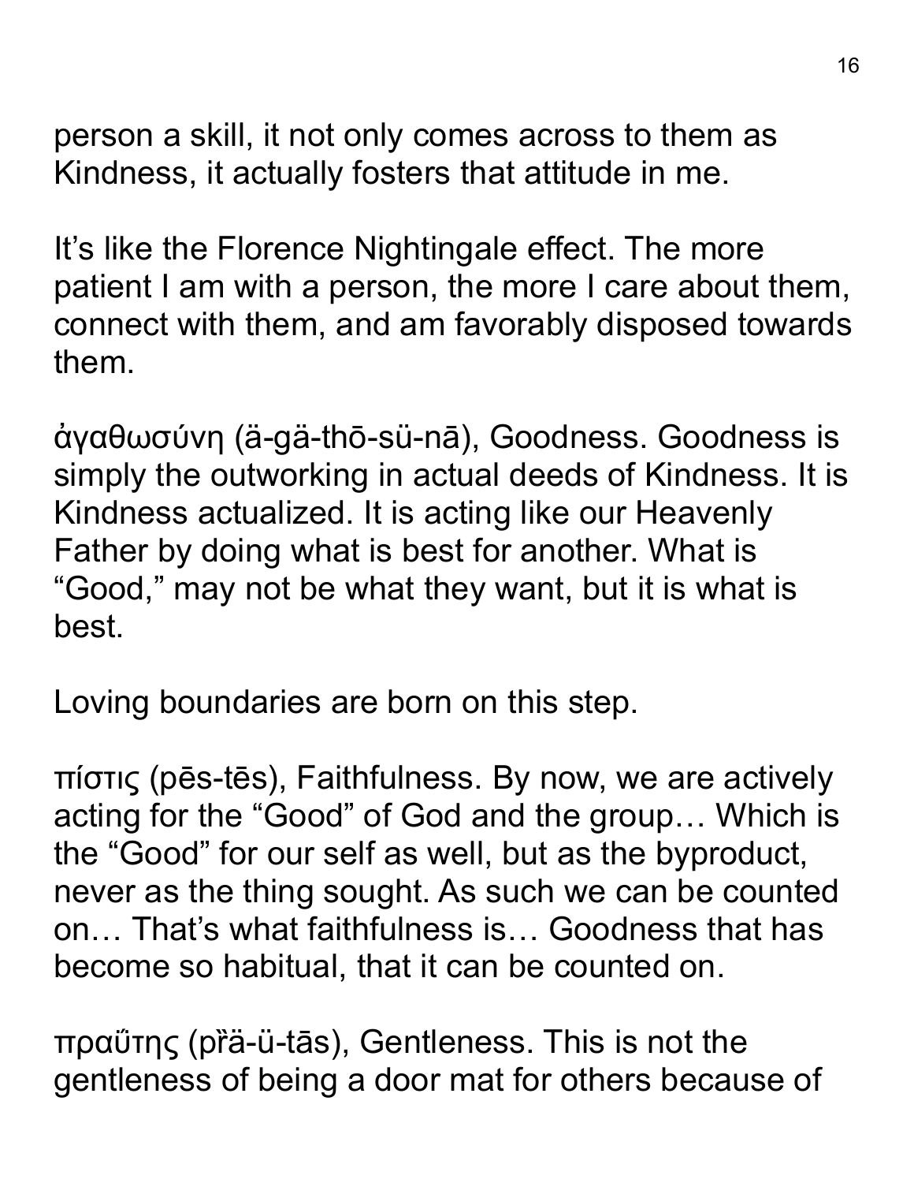person a skill, it not only comes across to them as Kindness, it actually fosters that attitude in me.

It's like the Florence Nightingale effect. The more patient I am with a person, the more I care about them, connect with them, and am favorably disposed towards them.

ἀγαθωσύνη (ä-gä-thō-sü-nā), Goodness. Goodness is simply the outworking in actual deeds of Kindness. It is Kindness actualized. It is acting like our Heavenly Father by doing what is best for another. What is "Good," may not be what they want, but it is what is best.

Loving boundaries are born on this step.

πίστις (pēs-tēs), Faithfulness. By now, we are actively acting for the "Good" of God and the group… Which is the "Good" for our self as well, but as the byproduct, never as the thing sought. As such we can be counted on… That's what faithfulness is… Goodness that has become so habitual, that it can be counted on.

πραΰτης (pȑä-ü-tās), Gentleness. This is not the gentleness of being a door mat for others because of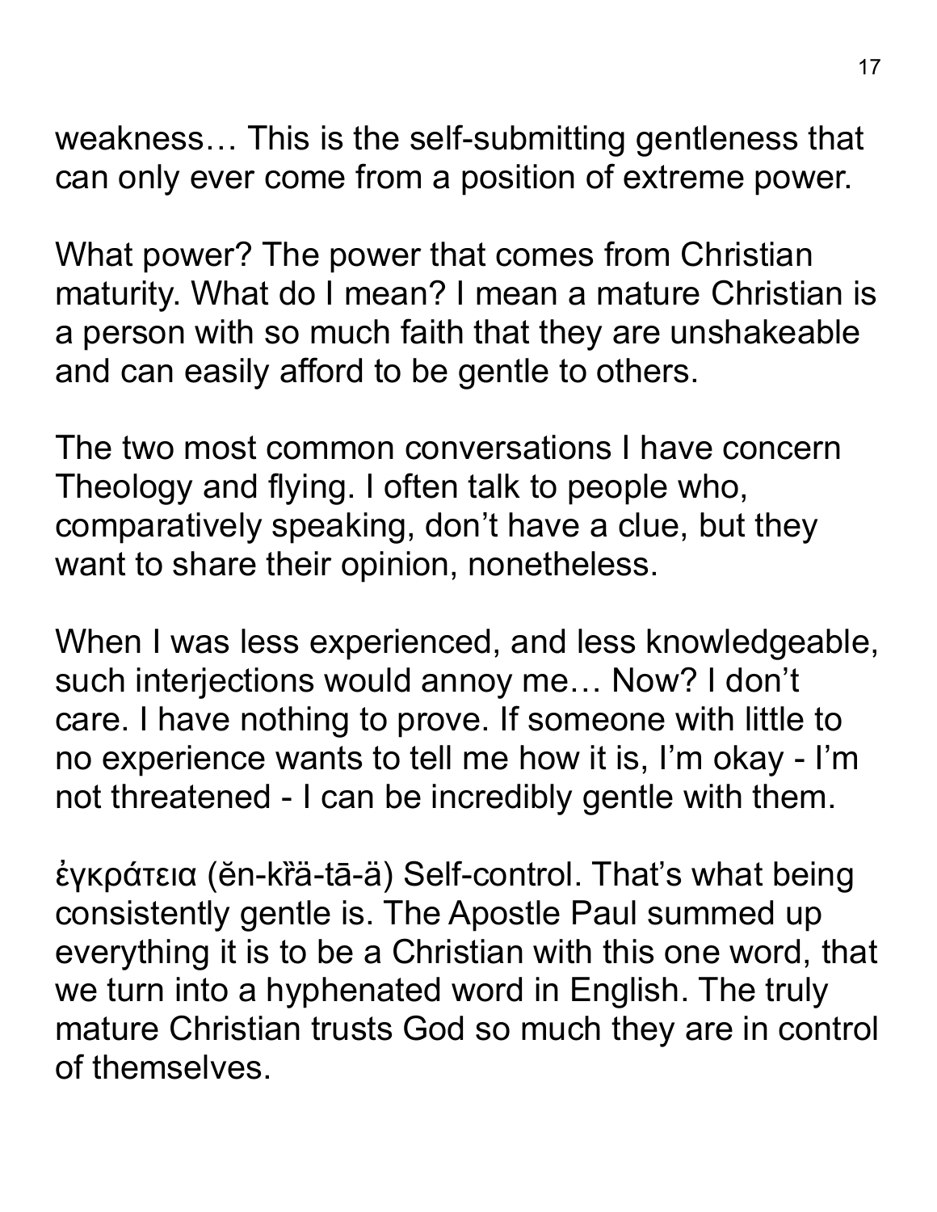weakness… This is the self-submitting gentleness that can only ever come from a position of extreme power.

What power? The power that comes from Christian maturity. What do I mean? I mean a mature Christian is a person with so much faith that they are unshakeable and can easily afford to be gentle to others.

The two most common conversations I have concern Theology and flying. I often talk to people who, comparatively speaking, don't have a clue, but they want to share their opinion, nonetheless.

When I was less experienced, and less knowledgeable, such interjections would annoy me… Now? I don't care. I have nothing to prove. If someone with little to no experience wants to tell me how it is, I'm okay - I'm not threatened - I can be incredibly gentle with them.

ἐγκράτεια (ĕn-kȑä-tā-ä) Self-control. That's what being consistently gentle is. The Apostle Paul summed up everything it is to be a Christian with this one word, that we turn into a hyphenated word in English. The truly mature Christian trusts God so much they are in control of themselves.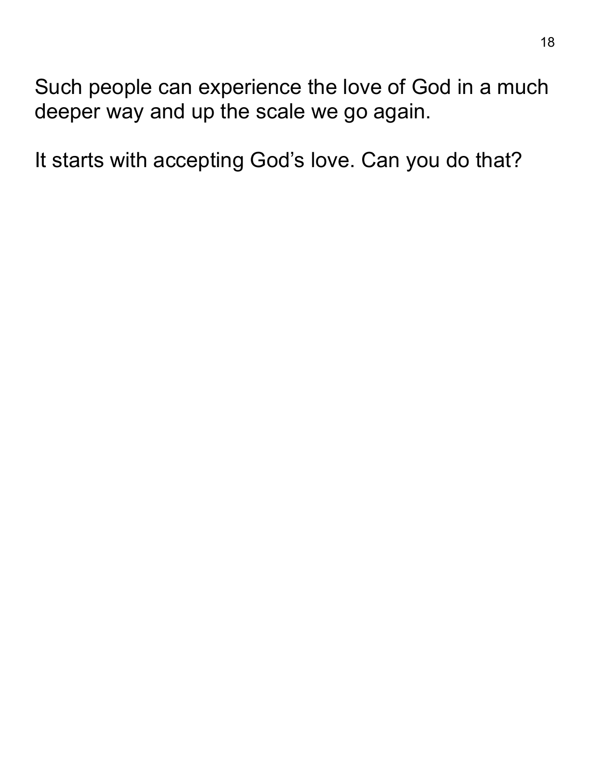Such people can experience the love of God in a much deeper way and up the scale we go again.

It starts with accepting God's love. Can you do that?